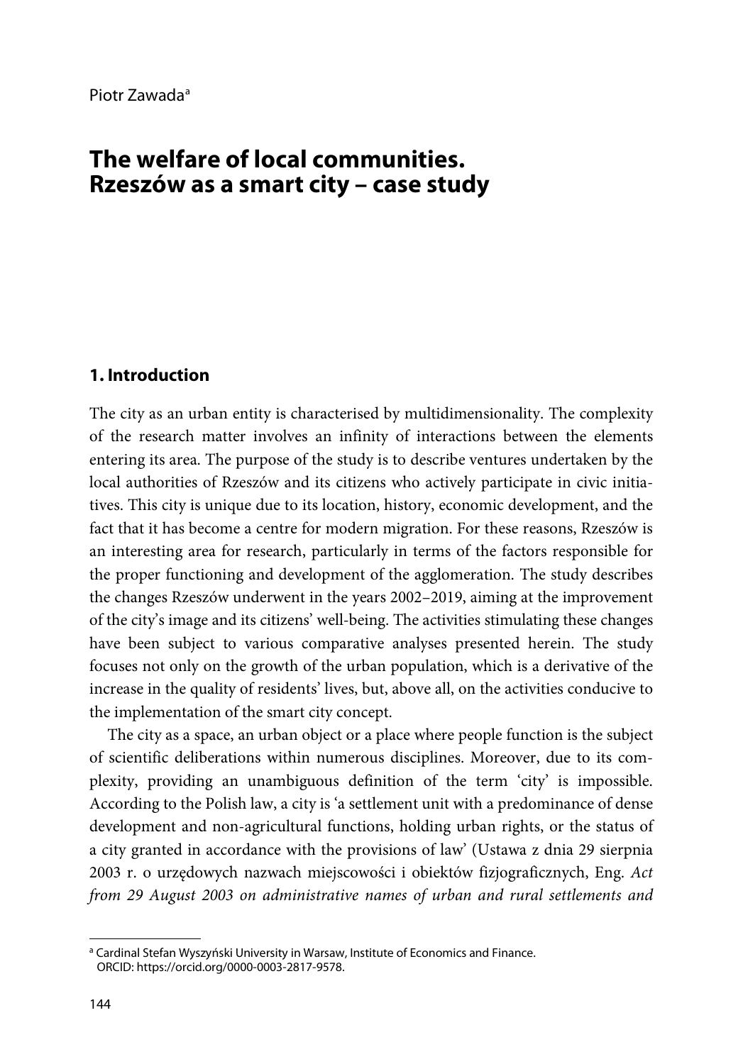Piotr Zawada[a]

# The welfare of local communities. Rzeszów as a smart city – case study

## 1. Introduction

The city as an urban entity is characterised by multidimensionality. The complexity of the research matter involves an infinity of interactions between the elements entering its area. The purpose of the study is to describe ventures undertaken by the local authorities of Rzeszów and its citizens who actively participate in civic initiatives. This city is unique due to its location, history, economic development, and the fact that it has become a centre for modern migration. For these reasons, Rzeszów is an interesting area for research, particularly in terms of the factors responsible for the proper functioning and development of the agglomeration. The study describes the changes Rzeszów underwent in the years 2002–2019, aiming at the improvement of the city's image and its citizens' well-being. The activities stimulating these changes have been subject to various comparative analyses presented herein. The study focuses not only on the growth of the urban population, which is a derivative of the increase in the quality of residents' lives, but, above all, on the activities conducive to the implementation of the smart city concept.

The city as a space, an urban object or a place where people function is the subject of scientific deliberations within numerous disciplines. Moreover, due to its complexity, providing an unambiguous definition of the term 'city' is impossible. According to the Polish law, a city is 'a settlement unit with a predominance of dense development and non-agricultural functions, holding urban rights, or the status of a city granted in accordance with the provisions of law' (Ustawa z dnia 29 sierpnia 2003 r. o urzędowych nazwach miejscowości i obiektów fizjograficznych, Eng. *Act from 29 August 2003 on administrative names of urban and rural settlements and*

[a] Cardinal Stefan Wyszyński University in Warsaw, Institute of Economics and Finance. ORCID: https://orcid.org/0000-0003-2817-9578.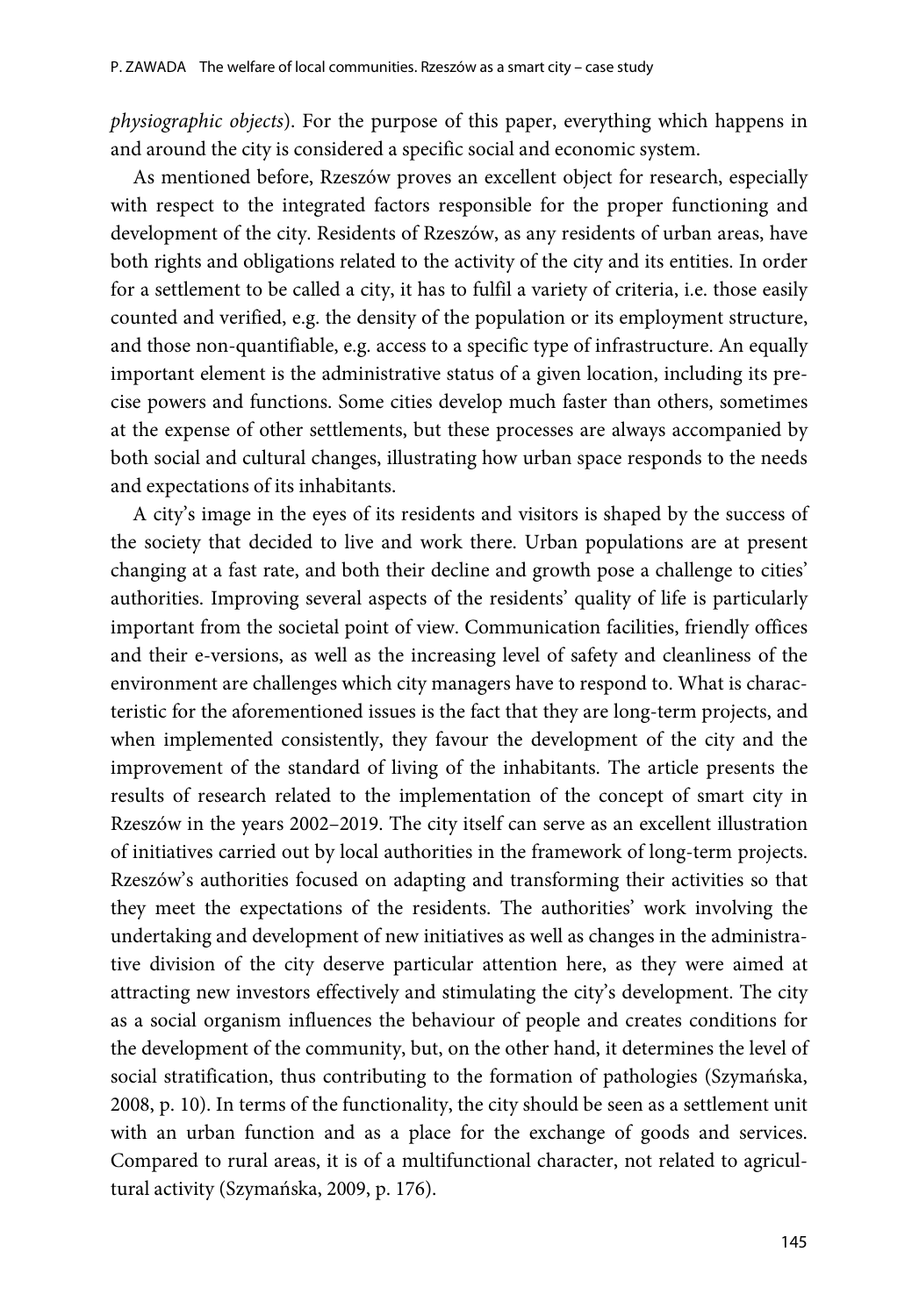*physiographic objects*). For the purpose of this paper, everything which happens in and around the city is considered a specific social and economic system.

As mentioned before, Rzeszów proves an excellent object for research, especially with respect to the integrated factors responsible for the proper functioning and development of the city. Residents of Rzeszów, as any residents of urban areas, have both rights and obligations related to the activity of the city and its entities. In order for a settlement to be called a city, it has to fulfil a variety of criteria, i.e. those easily counted and verified, e.g. the density of the population or its employment structure, and those non-quantifiable, e.g. access to a specific type of infrastructure. An equally important element is the administrative status of a given location, including its precise powers and functions. Some cities develop much faster than others, sometimes at the expense of other settlements, but these processes are always accompanied by both social and cultural changes, illustrating how urban space responds to the needs and expectations of its inhabitants.

A city's image in the eyes of its residents and visitors is shaped by the success of the society that decided to live and work there. Urban populations are at present changing at a fast rate, and both their decline and growth pose a challenge to cities' authorities. Improving several aspects of the residents' quality of life is particularly important from the societal point of view. Communication facilities, friendly offices and their e-versions, as well as the increasing level of safety and cleanliness of the environment are challenges which city managers have to respond to. What is characteristic for the aforementioned issues is the fact that they are long-term projects, and when implemented consistently, they favour the development of the city and the improvement of the standard of living of the inhabitants. The article presents the results of research related to the implementation of the concept of smart city in Rzeszów in the years 2002–2019. The city itself can serve as an excellent illustration of initiatives carried out by local authorities in the framework of long-term projects. Rzeszów's authorities focused on adapting and transforming their activities so that they meet the expectations of the residents. The authorities' work involving the undertaking and development of new initiatives as well as changes in the administrative division of the city deserve particular attention here, as they were aimed at attracting new investors effectively and stimulating the city's development. The city as a social organism influences the behaviour of people and creates conditions for the development of the community, but, on the other hand, it determines the level of social stratification, thus contributing to the formation of pathologies (Szymańska, 2008, p. 10). In terms of the functionality, the city should be seen as a settlement unit with an urban function and as a place for the exchange of goods and services. Compared to rural areas, it is of a multifunctional character, not related to agricultural activity (Szymańska, 2009, p. 176).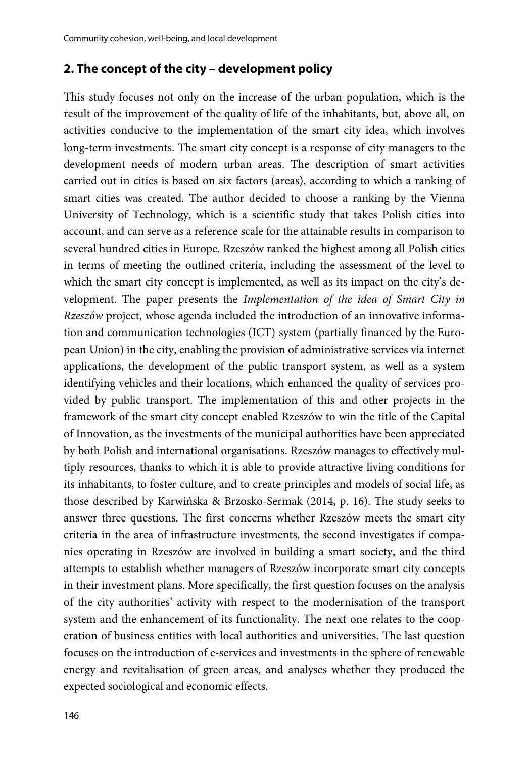## 2. The concept of the city – development policy

This study focuses not only on the increase of the urban population, which is the result of the improvement of the quality of life of the inhabitants, but, above all, on activities conducive to the implementation of the smart city idea, which involves long-term investments. The smart city concept is a response of city managers to the development needs of modern urban areas. The description of smart activities carried out in cities is based on six factors (areas), according to which a ranking of smart cities was created. The author decided to choose a ranking by the Vienna University of Technology, which is a scientific study that takes Polish cities into account, and can serve as a reference scale for the attainable results in comparison to several hundred cities in Europe. Rzeszów ranked the highest among all Polish cities in terms of meeting the outlined criteria, including the assessment of the level to which the smart city concept is implemented, as well as its impact on the city's development. The paper presents the *Implementation of the idea of Smart City in Rzeszów* project, whose agenda included the introduction of an innovative information and communication technologies (ICT) system (partially financed by the European Union) in the city, enabling the provision of administrative services via internet applications, the development of the public transport system, as well as a system identifying vehicles and their locations, which enhanced the quality of services provided by public transport. The implementation of this and other projects in the framework of the smart city concept enabled Rzeszów to win the title of the Capital of Innovation, as the investments of the municipal authorities have been appreciated by both Polish and international organisations. Rzeszów manages to effectively multiply resources, thanks to which it is able to provide attractive living conditions for its inhabitants, to foster culture, and to create principles and models of social life, as those described by Karwińska & Brzosko-Sermak (2014, p. 16). The study seeks to answer three questions. The first concerns whether Rzeszów meets the smart city criteria in the area of infrastructure investments, the second investigates if companies operating in Rzeszów are involved in building a smart society, and the third attempts to establish whether managers of Rzeszów incorporate smart city concepts in their investment plans. More specifically, the first question focuses on the analysis of the city authorities' activity with respect to the modernisation of the transport system and the enhancement of its functionality. The next one relates to the cooperation of business entities with local authorities and universities. The last question focuses on the introduction of e-services and investments in the sphere of renewable energy and revitalisation of green areas, and analyses whether they produced the expected sociological and economic effects.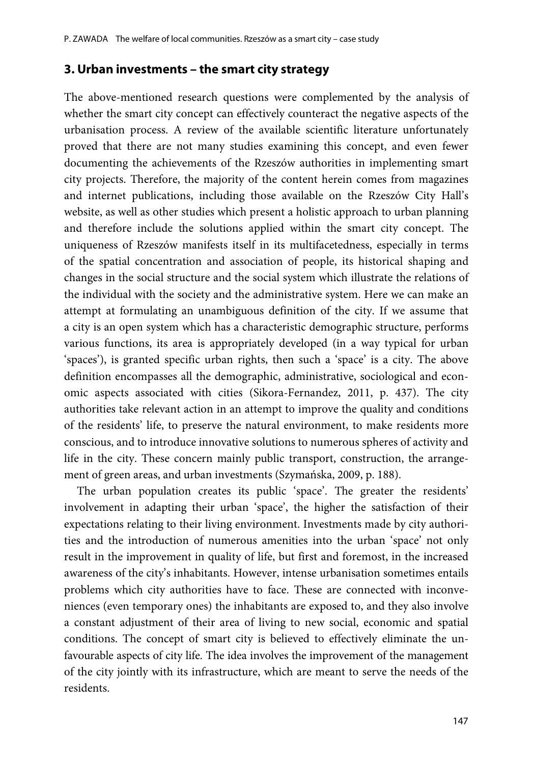## 3. Urban investments – the smart city strategy

The above-mentioned research questions were complemented by the analysis of whether the smart city concept can effectively counteract the negative aspects of the urbanisation process. A review of the available scientific literature unfortunately proved that there are not many studies examining this concept, and even fewer documenting the achievements of the Rzeszów authorities in implementing smart city projects. Therefore, the majority of the content herein comes from magazines and internet publications, including those available on the Rzeszów City Hall's website, as well as other studies which present a holistic approach to urban planning and therefore include the solutions applied within the smart city concept. The uniqueness of Rzeszów manifests itself in its multifacetedness, especially in terms of the spatial concentration and association of people, its historical shaping and changes in the social structure and the social system which illustrate the relations of the individual with the society and the administrative system. Here we can make an attempt at formulating an unambiguous definition of the city. If we assume that a city is an open system which has a characteristic demographic structure, performs various functions, its area is appropriately developed (in a way typical for urban 'spaces'), is granted specific urban rights, then such a 'space' is a city. The above definition encompasses all the demographic, administrative, sociological and economic aspects associated with cities (Sikora-Fernandez, 2011, p. 437). The city authorities take relevant action in an attempt to improve the quality and conditions of the residents' life, to preserve the natural environment, to make residents more conscious, and to introduce innovative solutions to numerous spheres of activity and life in the city. These concern mainly public transport, construction, the arrangement of green areas, and urban investments (Szymańska, 2009, p. 188).

The urban population creates its public 'space'. The greater the residents' involvement in adapting their urban 'space', the higher the satisfaction of their expectations relating to their living environment. Investments made by city authorities and the introduction of numerous amenities into the urban 'space' not only result in the improvement in quality of life, but first and foremost, in the increased awareness of the city's inhabitants. However, intense urbanisation sometimes entails problems which city authorities have to face. These are connected with inconveniences (even temporary ones) the inhabitants are exposed to, and they also involve a constant adjustment of their area of living to new social, economic and spatial conditions. The concept of smart city is believed to effectively eliminate the unfavourable aspects of city life. The idea involves the improvement of the management of the city jointly with its infrastructure, which are meant to serve the needs of the residents.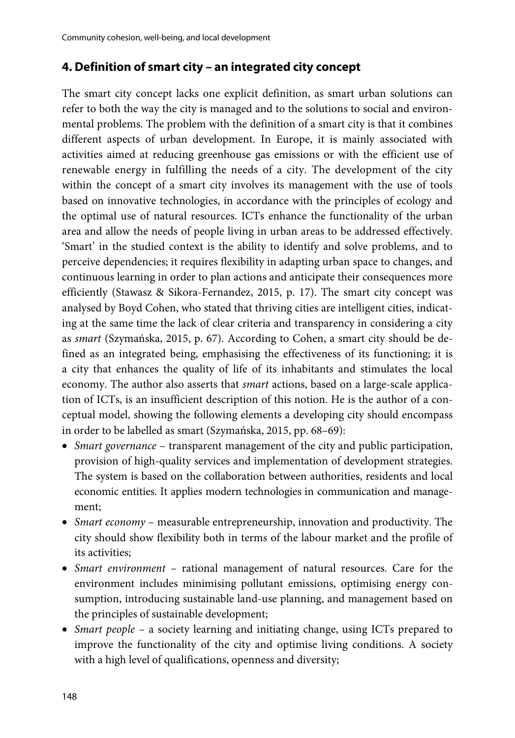## 4. Definition of smart city – an integrated city concept

The smart city concept lacks one explicit definition, as smart urban solutions can refer to both the way the city is managed and to the solutions to social and environmental problems. The problem with the definition of a smart city is that it combines different aspects of urban development. In Europe, it is mainly associated with activities aimed at reducing greenhouse gas emissions or with the efficient use of renewable energy in fulfilling the needs of a city. The development of the city within the concept of a smart city involves its management with the use of tools based on innovative technologies, in accordance with the principles of ecology and the optimal use of natural resources. ICTs enhance the functionality of the urban area and allow the needs of people living in urban areas to be addressed effectively. 'Smart' in the studied context is the ability to identify and solve problems, and to perceive dependencies; it requires flexibility in adapting urban space to changes, and continuous learning in order to plan actions and anticipate their consequences more efficiently (Stawasz & Sikora-Fernandez, 2015, p. 17). The smart city concept was analysed by Boyd Cohen, who stated that thriving cities are intelligent cities, indicating at the same time the lack of clear criteria and transparency in considering a city as *smart* (Szymańska, 2015, p. 67). According to Cohen, a smart city should be defined as an integrated being, emphasising the effectiveness of its functioning; it is a city that enhances the quality of life of its inhabitants and stimulates the local economy. The author also asserts that *smart* actions, based on a large-scale application of ICTs, is an insufficient description of this notion. He is the author of a conceptual model, showing the following elements a developing city should encompass in order to be labelled as smart (Szymańska, 2015, pp. 68–69):

- *Smart governance* – transparent management of the city and public participation, provision of high-quality services and implementation of development strategies. The system is based on the collaboration between authorities, residents and local economic entities. It applies modern technologies in communication and management;
- *Smart economy* – measurable entrepreneurship, innovation and productivity. The city should show flexibility both in terms of the labour market and the profile of its activities;
- *Smart environment* – rational management of natural resources. Care for the environment includes minimising pollutant emissions, optimising energy consumption, introducing sustainable land-use planning, and management based on the principles of sustainable development;
- *Smart people* – a society learning and initiating change, using ICTs prepared to improve the functionality of the city and optimise living conditions. A society with a high level of qualifications, openness and diversity;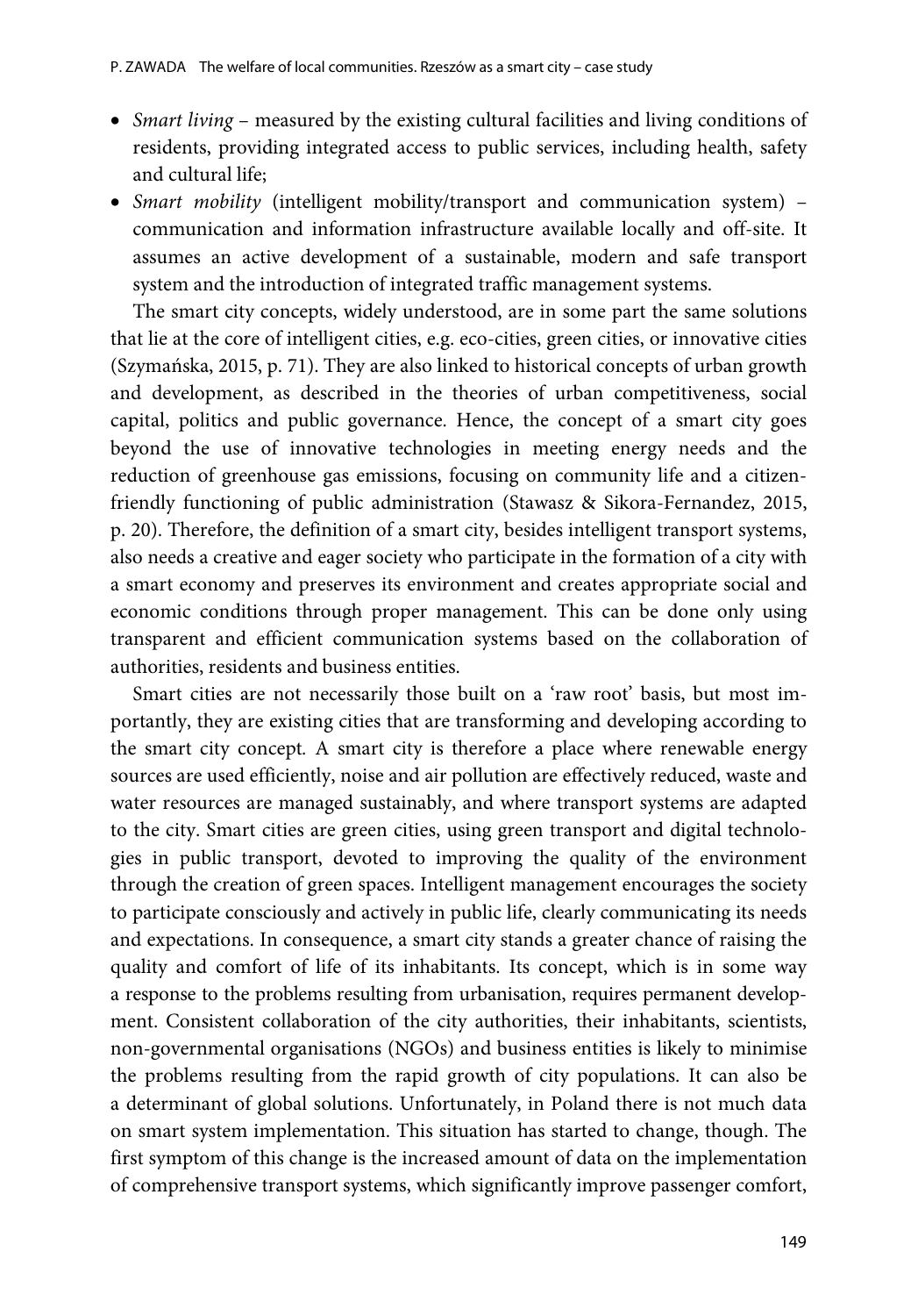- *Smart living* – measured by the existing cultural facilities and living conditions of residents, providing integrated access to public services, including health, safety and cultural life;
- *Smart mobility* (intelligent mobility/transport and communication system) – communication and information infrastructure available locally and off-site. It assumes an active development of a sustainable, modern and safe transport system and the introduction of integrated traffic management systems.

The smart city concepts, widely understood, are in some part the same solutions that lie at the core of intelligent cities, e.g. eco-cities, green cities, or innovative cities (Szymańska, 2015, p. 71). They are also linked to historical concepts of urban growth and development, as described in the theories of urban competitiveness, social capital, politics and public governance. Hence, the concept of a smart city goes beyond the use of innovative technologies in meeting energy needs and the reduction of greenhouse gas emissions, focusing on community life and a citizen-friendly functioning of public administration (Stawasz & Sikora-Fernandez, 2015, p. 20). Therefore, the definition of a smart city, besides intelligent transport systems, also needs a creative and eager society who participate in the formation of a city with a smart economy and preserves its environment and creates appropriate social and economic conditions through proper management. This can be done only using transparent and efficient communication systems based on the collaboration of authorities, residents and business entities.

Smart cities are not necessarily those built on a 'raw root' basis, but most importantly, they are existing cities that are transforming and developing according to the smart city concept. A smart city is therefore a place where renewable energy sources are used efficiently, noise and air pollution are effectively reduced, waste and water resources are managed sustainably, and where transport systems are adapted to the city. Smart cities are green cities, using green transport and digital technologies in public transport, devoted to improving the quality of the environment through the creation of green spaces. Intelligent management encourages the society to participate consciously and actively in public life, clearly communicating its needs and expectations. In consequence, a smart city stands a greater chance of raising the quality and comfort of life of its inhabitants. Its concept, which is in some way a response to the problems resulting from urbanisation, requires permanent development. Consistent collaboration of the city authorities, their inhabitants, scientists, non-governmental organisations (NGOs) and business entities is likely to minimise the problems resulting from the rapid growth of city populations. It can also be a determinant of global solutions. Unfortunately, in Poland there is not much data on smart system implementation. This situation has started to change, though. The first symptom of this change is the increased amount of data on the implementation of comprehensive transport systems, which significantly improve passenger comfort,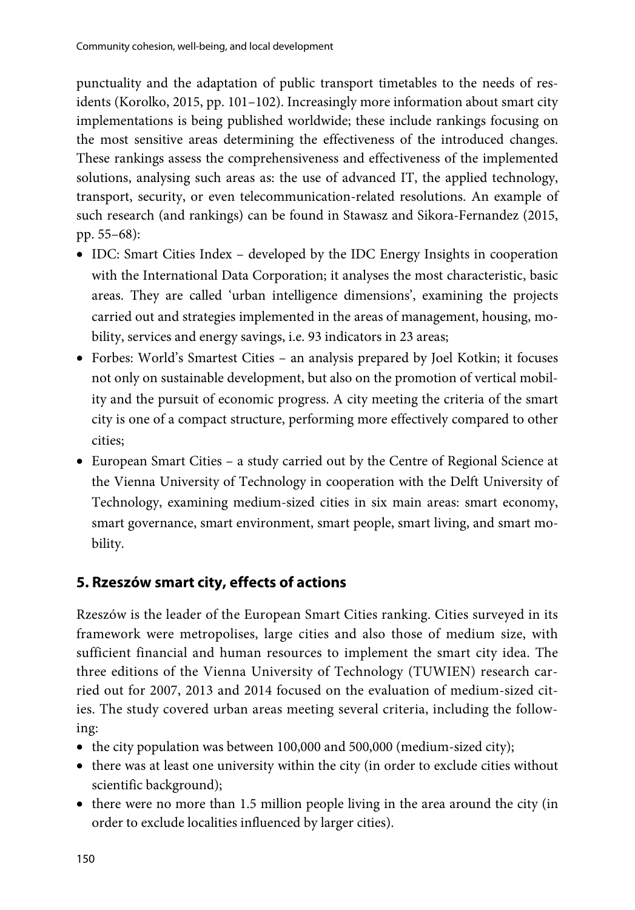punctuality and the adaptation of public transport timetables to the needs of residents (Korolko, 2015, pp. 101–102). Increasingly more information about smart city implementations is being published worldwide; these include rankings focusing on the most sensitive areas determining the effectiveness of the introduced changes. These rankings assess the comprehensiveness and effectiveness of the implemented solutions, analysing such areas as: the use of advanced IT, the applied technology, transport, security, or even telecommunication-related resolutions. An example of such research (and rankings) can be found in Stawasz and Sikora-Fernandez (2015, pp. 55–68):

- IDC: Smart Cities Index – developed by the IDC Energy Insights in cooperation with the International Data Corporation; it analyses the most characteristic, basic areas. They are called 'urban intelligence dimensions', examining the projects carried out and strategies implemented in the areas of management, housing, mobility, services and energy savings, i.e. 93 indicators in 23 areas;
- Forbes: World's Smartest Cities – an analysis prepared by Joel Kotkin; it focuses not only on sustainable development, but also on the promotion of vertical mobility and the pursuit of economic progress. A city meeting the criteria of the smart city is one of a compact structure, performing more effectively compared to other cities;
- European Smart Cities – a study carried out by the Centre of Regional Science at the Vienna University of Technology in cooperation with the Delft University of Technology, examining medium-sized cities in six main areas: smart economy, smart governance, smart environment, smart people, smart living, and smart mobility.

## 5. Rzeszów smart city, effects of actions

Rzeszów is the leader of the European Smart Cities ranking. Cities surveyed in its framework were metropolises, large cities and also those of medium size, with sufficient financial and human resources to implement the smart city idea. The three editions of the Vienna University of Technology (TUWIEN) research carried out for 2007, 2013 and 2014 focused on the evaluation of medium-sized cities. The study covered urban areas meeting several criteria, including the following:

- the city population was between 100,000 and 500,000 (medium-sized city);
- there was at least one university within the city (in order to exclude cities without scientific background);
- there were no more than 1.5 million people living in the area around the city (in order to exclude localities influenced by larger cities).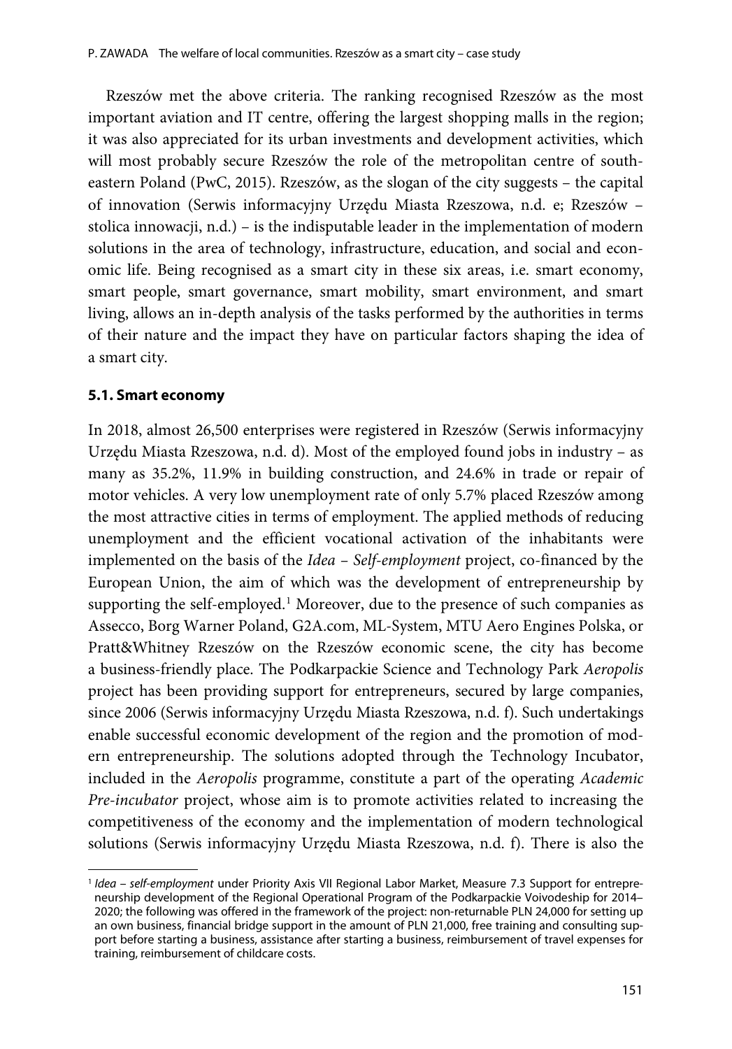Rzeszów met the above criteria. The ranking recognised Rzeszów as the most important aviation and IT centre, offering the largest shopping malls in the region; it was also appreciated for its urban investments and development activities, which will most probably secure Rzeszów the role of the metropolitan centre of south-eastern Poland (PwC, 2015). Rzeszów, as the slogan of the city suggests – the capital of innovation (Serwis informacyjny Urzędu Miasta Rzeszowa, n.d. e; Rzeszów – stolica innowacji, n.d.) – is the indisputable leader in the implementation of modern solutions in the area of technology, infrastructure, education, and social and economic life. Being recognised as a smart city in these six areas, i.e. smart economy, smart people, smart governance, smart mobility, smart environment, and smart living, allows an in-depth analysis of the tasks performed by the authorities in terms of their nature and the impact they have on particular factors shaping the idea of a smart city.

### 5.1. Smart economy

In 2018, almost 26,500 enterprises were registered in Rzeszów (Serwis informacyjny Urzędu Miasta Rzeszowa, n.d. d). Most of the employed found jobs in industry – as many as 35.2%, 11.9% in building construction, and 24.6% in trade or repair of motor vehicles. A very low unemployment rate of only 5.7% placed Rzeszów among the most attractive cities in terms of employment. The applied methods of reducing unemployment and the efficient vocational activation of the inhabitants were implemented on the basis of the *Idea – Self-employment* project, co-financed by the European Union, the aim of which was the development of entrepreneurship by supporting the self-employed.[1] Moreover, due to the presence of such companies as Assecco, Borg Warner Poland, G2A.com, ML-System, MTU Aero Engines Polska, or Pratt&Whitney Rzeszów on the Rzeszów economic scene, the city has become a business-friendly place. The Podkarpackie Science and Technology Park *Aeropolis* project has been providing support for entrepreneurs, secured by large companies, since 2006 (Serwis informacyjny Urzędu Miasta Rzeszowa, n.d. f). Such undertakings enable successful economic development of the region and the promotion of modern entrepreneurship. The solutions adopted through the Technology Incubator, included in the *Aeropolis* programme, constitute a part of the operating *Academic Pre-incubator* project, whose aim is to promote activities related to increasing the competitiveness of the economy and the implementation of modern technological solutions (Serwis informacyjny Urzędu Miasta Rzeszowa, n.d. f). There is also the

[1] *Idea – self-employment* under Priority Axis VII Regional Labor Market, Measure 7.3 Support for entrepreneurship development of the Regional Operational Program of the Podkarpackie Voivodeship for 2014–2020; the following was offered in the framework of the project: non-returnable PLN 24,000 for setting up an own business, financial bridge support in the amount of PLN 21,000, free training and consulting support before starting a business, assistance after starting a business, reimbursement of travel expenses for training, reimbursement of childcare costs.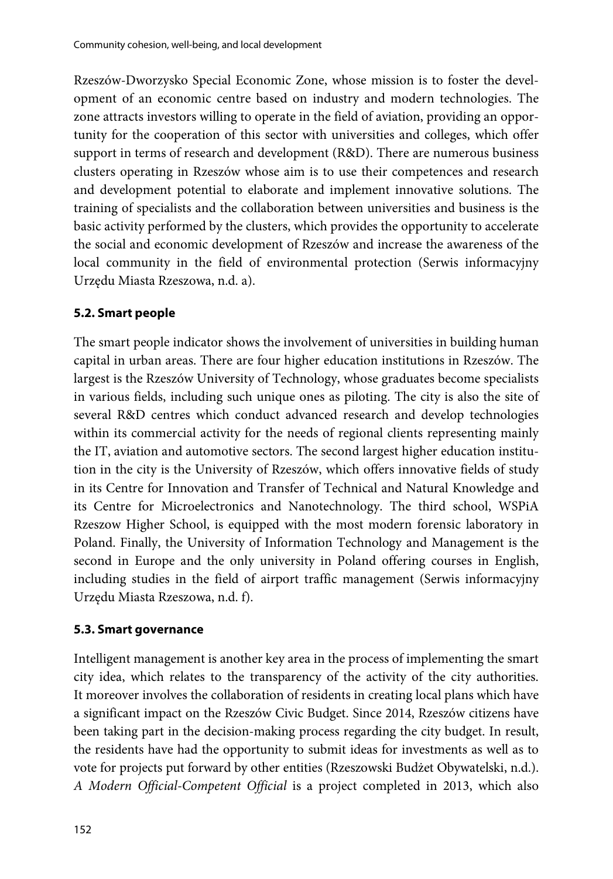Rzeszów-Dworzysko Special Economic Zone, whose mission is to foster the development of an economic centre based on industry and modern technologies. The zone attracts investors willing to operate in the field of aviation, providing an opportunity for the cooperation of this sector with universities and colleges, which offer support in terms of research and development (R&D). There are numerous business clusters operating in Rzeszów whose aim is to use their competences and research and development potential to elaborate and implement innovative solutions. The training of specialists and the collaboration between universities and business is the basic activity performed by the clusters, which provides the opportunity to accelerate the social and economic development of Rzeszów and increase the awareness of the local community in the field of environmental protection (Serwis informacyjny Urzędu Miasta Rzeszowa, n.d. a).

### 5.2. Smart people

The smart people indicator shows the involvement of universities in building human capital in urban areas. There are four higher education institutions in Rzeszów. The largest is the Rzeszów University of Technology, whose graduates become specialists in various fields, including such unique ones as piloting. The city is also the site of several R&D centres which conduct advanced research and develop technologies within its commercial activity for the needs of regional clients representing mainly the IT, aviation and automotive sectors. The second largest higher education institution in the city is the University of Rzeszów, which offers innovative fields of study in its Centre for Innovation and Transfer of Technical and Natural Knowledge and its Centre for Microelectronics and Nanotechnology. The third school, WSPiA Rzeszow Higher School, is equipped with the most modern forensic laboratory in Poland. Finally, the University of Information Technology and Management is the second in Europe and the only university in Poland offering courses in English, including studies in the field of airport traffic management (Serwis informacyjny Urzędu Miasta Rzeszowa, n.d. f).

### 5.3. Smart governance

Intelligent management is another key area in the process of implementing the smart city idea, which relates to the transparency of the activity of the city authorities. It moreover involves the collaboration of residents in creating local plans which have a significant impact on the Rzeszów Civic Budget. Since 2014, Rzeszów citizens have been taking part in the decision-making process regarding the city budget. In result, the residents have had the opportunity to submit ideas for investments as well as to vote for projects put forward by other entities (Rzeszowski Budżet Obywatelski, n.d.). *A Modern Official-Competent Official* is a project completed in 2013, which also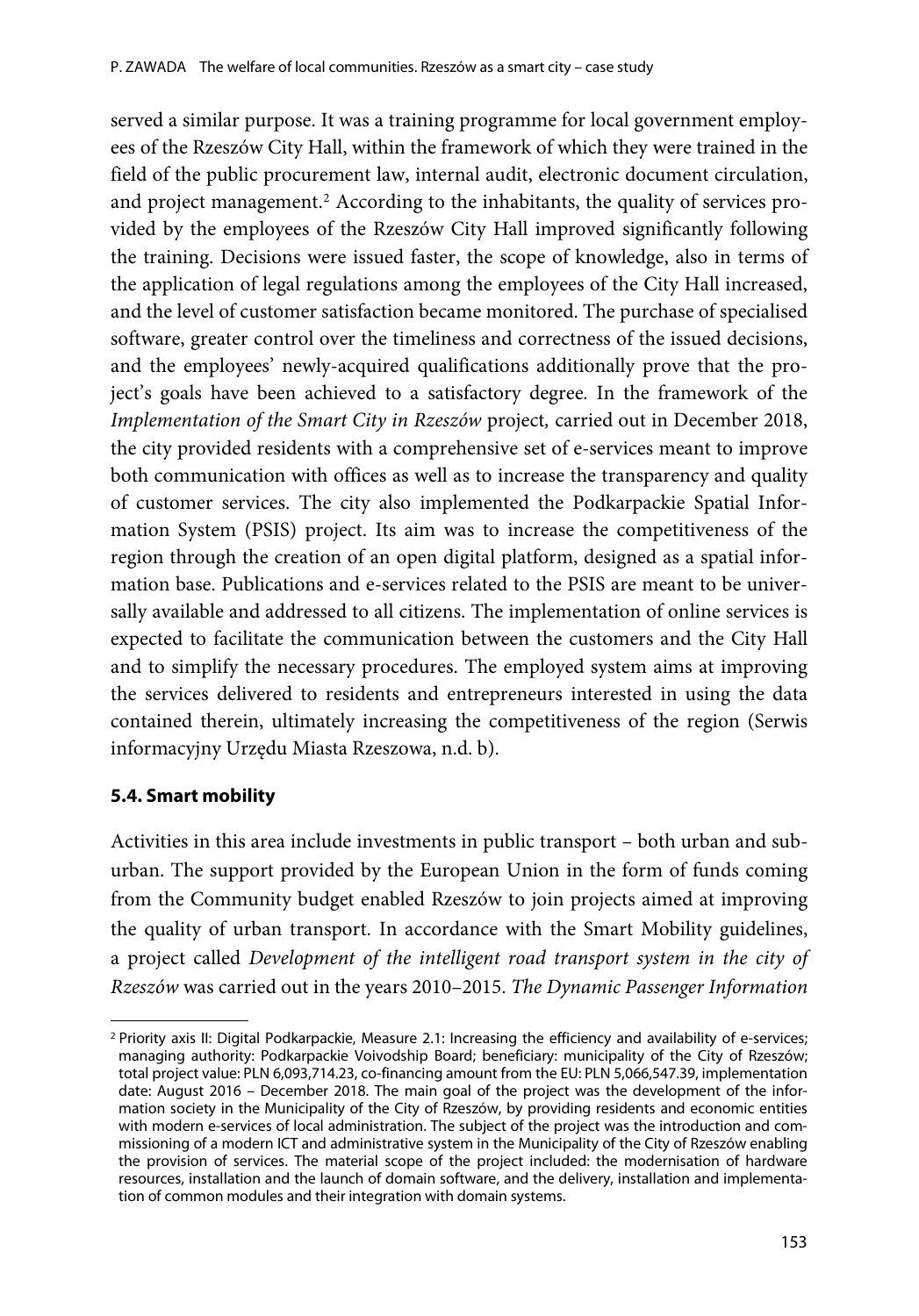served a similar purpose. It was a training programme for local government employees of the Rzeszów City Hall, within the framework of which they were trained in the field of the public procurement law, internal audit, electronic document circulation, and project management.[2] According to the inhabitants, the quality of services provided by the employees of the Rzeszów City Hall improved significantly following the training. Decisions were issued faster, the scope of knowledge, also in terms of the application of legal regulations among the employees of the City Hall increased, and the level of customer satisfaction became monitored. The purchase of specialised software, greater control over the timeliness and correctness of the issued decisions, and the employees' newly-acquired qualifications additionally prove that the project's goals have been achieved to a satisfactory degree. In the framework of the *Implementation of the Smart City in Rzeszów* project, carried out in December 2018, the city provided residents with a comprehensive set of e-services meant to improve both communication with offices as well as to increase the transparency and quality of customer services. The city also implemented the Podkarpackie Spatial Information System (PSIS) project. Its aim was to increase the competitiveness of the region through the creation of an open digital platform, designed as a spatial information base. Publications and e-services related to the PSIS are meant to be universally available and addressed to all citizens. The implementation of online services is expected to facilitate the communication between the customers and the City Hall and to simplify the necessary procedures. The employed system aims at improving the services delivered to residents and entrepreneurs interested in using the data contained therein, ultimately increasing the competitiveness of the region (Serwis informacyjny Urzędu Miasta Rzeszowa, n.d. b).

### 5.4. Smart mobility

Activities in this area include investments in public transport – both urban and suburban. The support provided by the European Union in the form of funds coming from the Community budget enabled Rzeszów to join projects aimed at improving the quality of urban transport. In accordance with the Smart Mobility guidelines, a project called *Development of the intelligent road transport system in the city of Rzeszów* was carried out in the years 2010–2015. *The Dynamic Passenger Information*

---

[2] Priority axis II: Digital Podkarpackie, Measure 2.1: Increasing the efficiency and availability of e-services; managing authority: Podkarpackie Voivodship Board; beneficiary: municipality of the City of Rzeszów; total project value: PLN 6,093,714.23, co-financing amount from the EU: PLN 5,066,547.39, implementation date: August 2016 – December 2018. The main goal of the project was the development of the information society in the Municipality of the City of Rzeszów, by providing residents and economic entities with modern e-services of local administration. The subject of the project was the introduction and commissioning of a modern ICT and administrative system in the Municipality of the City of Rzeszów enabling the provision of services. The material scope of the project included: the modernisation of hardware resources, installation and the launch of domain software, and the delivery, installation and implementation of common modules and their integration with domain systems.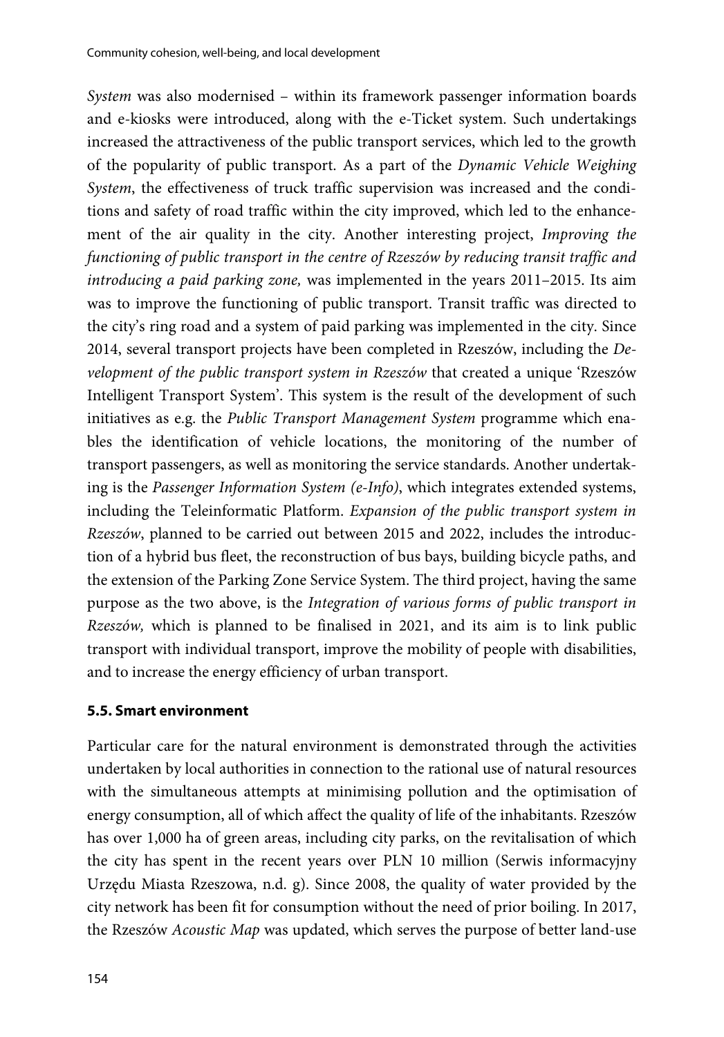*System* was also modernised – within its framework passenger information boards and e-kiosks were introduced, along with the e-Ticket system. Such undertakings increased the attractiveness of the public transport services, which led to the growth of the popularity of public transport. As a part of the *Dynamic Vehicle Weighing System*, the effectiveness of truck traffic supervision was increased and the conditions and safety of road traffic within the city improved, which led to the enhancement of the air quality in the city. Another interesting project, *Improving the functioning of public transport in the centre of Rzeszów by reducing transit traffic and introducing a paid parking zone,* was implemented in the years 2011–2015. Its aim was to improve the functioning of public transport. Transit traffic was directed to the city's ring road and a system of paid parking was implemented in the city. Since 2014, several transport projects have been completed in Rzeszów, including the *Development of the public transport system in Rzeszów* that created a unique 'Rzeszów Intelligent Transport System'. This system is the result of the development of such initiatives as e.g. the *Public Transport Management System* programme which enables the identification of vehicle locations, the monitoring of the number of transport passengers, as well as monitoring the service standards. Another undertaking is the *Passenger Information System (e-Info)*, which integrates extended systems, including the Teleinformatic Platform. *Expansion of the public transport system in Rzeszów*, planned to be carried out between 2015 and 2022, includes the introduction of a hybrid bus fleet, the reconstruction of bus bays, building bicycle paths, and the extension of the Parking Zone Service System. The third project, having the same purpose as the two above, is the *Integration of various forms of public transport in Rzeszów,* which is planned to be finalised in 2021, and its aim is to link public transport with individual transport, improve the mobility of people with disabilities, and to increase the energy efficiency of urban transport.

### 5.5. Smart environment

Particular care for the natural environment is demonstrated through the activities undertaken by local authorities in connection to the rational use of natural resources with the simultaneous attempts at minimising pollution and the optimisation of energy consumption, all of which affect the quality of life of the inhabitants. Rzeszów has over 1,000 ha of green areas, including city parks, on the revitalisation of which the city has spent in the recent years over PLN 10 million (Serwis informacyjny Urzędu Miasta Rzeszowa, n.d. g). Since 2008, the quality of water provided by the city network has been fit for consumption without the need of prior boiling. In 2017, the Rzeszów *Acoustic Map* was updated, which serves the purpose of better land-use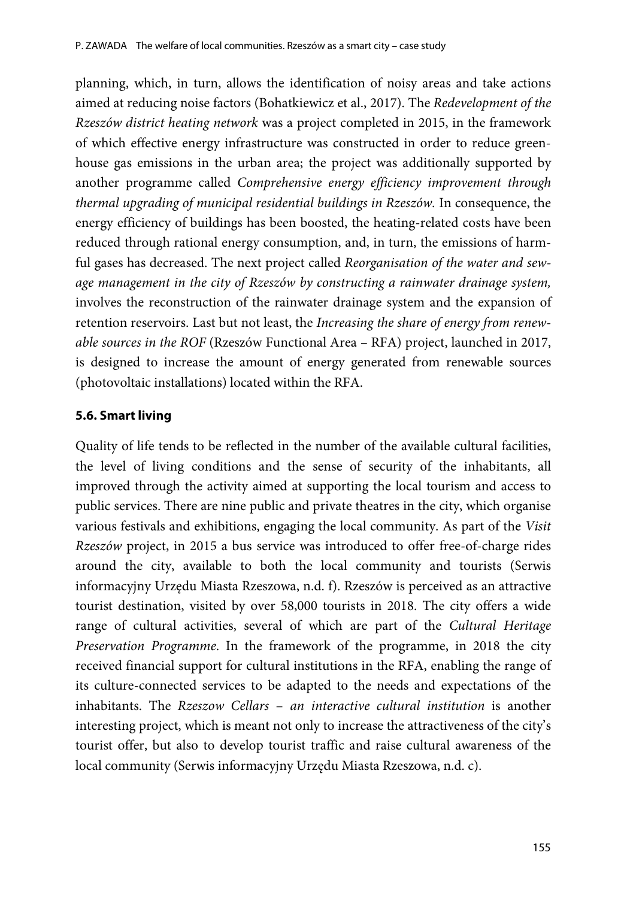planning, which, in turn, allows the identification of noisy areas and take actions aimed at reducing noise factors (Bohatkiewicz et al., 2017). The *Redevelopment of the Rzeszów district heating network* was a project completed in 2015, in the framework of which effective energy infrastructure was constructed in order to reduce greenhouse gas emissions in the urban area; the project was additionally supported by another programme called *Comprehensive energy efficiency improvement through thermal upgrading of municipal residential buildings in Rzeszów*. In consequence, the energy efficiency of buildings has been boosted, the heating-related costs have been reduced through rational energy consumption, and, in turn, the emissions of harmful gases has decreased. The next project called *Reorganisation of the water and sewage management in the city of Rzeszów by constructing a rainwater drainage system,* involves the reconstruction of the rainwater drainage system and the expansion of retention reservoirs. Last but not least, the *Increasing the share of energy from renewable sources in the ROF* (Rzeszów Functional Area – RFA) project, launched in 2017, is designed to increase the amount of energy generated from renewable sources (photovoltaic installations) located within the RFA.

### 5.6. Smart living

Quality of life tends to be reflected in the number of the available cultural facilities, the level of living conditions and the sense of security of the inhabitants, all improved through the activity aimed at supporting the local tourism and access to public services. There are nine public and private theatres in the city, which organise various festivals and exhibitions, engaging the local community. As part of the *Visit Rzeszów* project, in 2015 a bus service was introduced to offer free-of-charge rides around the city, available to both the local community and tourists (Serwis informacyjny Urzędu Miasta Rzeszowa, n.d. f). Rzeszów is perceived as an attractive tourist destination, visited by over 58,000 tourists in 2018. The city offers a wide range of cultural activities, several of which are part of the *Cultural Heritage Preservation Programme*. In the framework of the programme, in 2018 the city received financial support for cultural institutions in the RFA, enabling the range of its culture-connected services to be adapted to the needs and expectations of the inhabitants. The *Rzeszow Cellars – an interactive cultural institution* is another interesting project, which is meant not only to increase the attractiveness of the city's tourist offer, but also to develop tourist traffic and raise cultural awareness of the local community (Serwis informacyjny Urzędu Miasta Rzeszowa, n.d. c).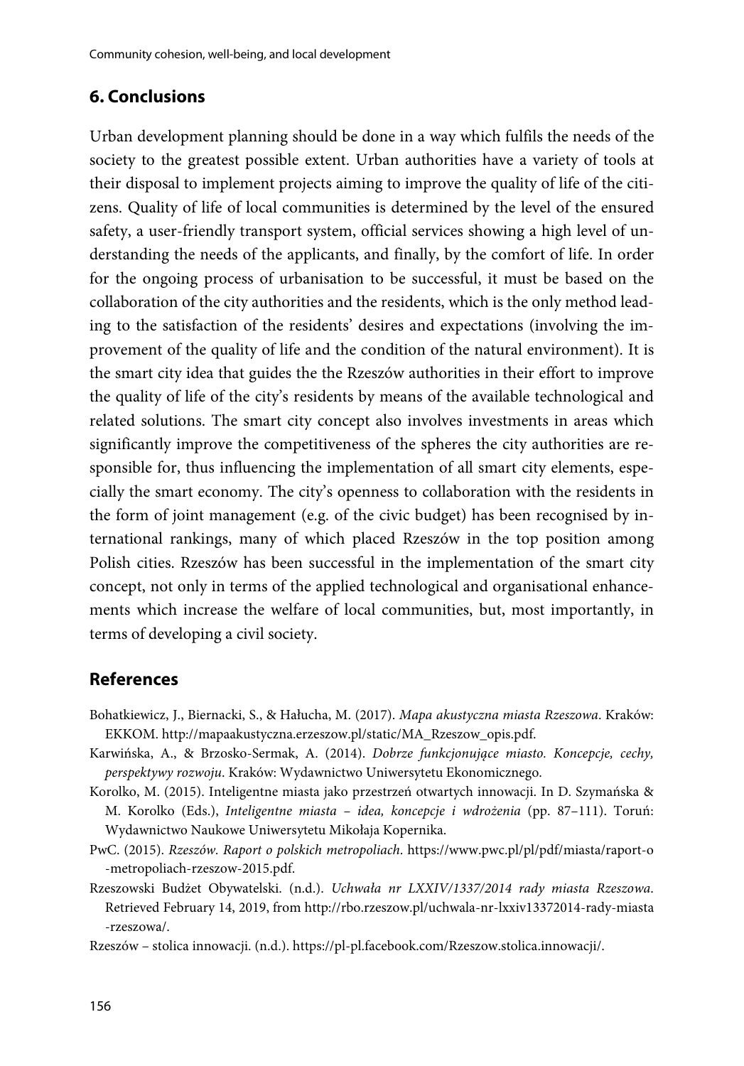## 6. Conclusions

Urban development planning should be done in a way which fulfils the needs of the society to the greatest possible extent. Urban authorities have a variety of tools at their disposal to implement projects aiming to improve the quality of life of the citizens. Quality of life of local communities is determined by the level of the ensured safety, a user-friendly transport system, official services showing a high level of understanding the needs of the applicants, and finally, by the comfort of life. In order for the ongoing process of urbanisation to be successful, it must be based on the collaboration of the city authorities and the residents, which is the only method leading to the satisfaction of the residents' desires and expectations (involving the improvement of the quality of life and the condition of the natural environment). It is the smart city idea that guides the the Rzeszów authorities in their effort to improve the quality of life of the city's residents by means of the available technological and related solutions. The smart city concept also involves investments in areas which significantly improve the competitiveness of the spheres the city authorities are responsible for, thus influencing the implementation of all smart city elements, especially the smart economy. The city's openness to collaboration with the residents in the form of joint management (e.g. of the civic budget) has been recognised by international rankings, many of which placed Rzeszów in the top position among Polish cities. Rzeszów has been successful in the implementation of the smart city concept, not only in terms of the applied technological and organisational enhancements which increase the welfare of local communities, but, most importantly, in terms of developing a civil society.

## References

Bohatkiewicz, J., Biernacki, S., & Hałucha, M. (2017). *Mapa akustyczna miasta Rzeszowa*. Kraków: EKKOM. http://mapaakustyczna.erzeszow.pl/static/MA_Rzeszow_opis.pdf.

Karwińska, A., & Brzosko-Sermak, A. (2014). *Dobrze funkcjonujące miasto. Koncepcje, cechy, perspektywy rozwoju*. Kraków: Wydawnictwo Uniwersytetu Ekonomicznego.

Korolko, M. (2015). Inteligentne miasta jako przestrzeń otwartych innowacji. In D. Szymańska & M. Korolko (Eds.), *Inteligentne miasta – idea, koncepcje i wdrożenia* (pp. 87–111). Toruń: Wydawnictwo Naukowe Uniwersytetu Mikołaja Kopernika.

PwC. (2015). *Rzeszów. Raport o polskich metropoliach*. https://www.pwc.pl/pl/pdf/miasta/raport-o-metropoliach-rzeszow-2015.pdf.

Rzeszowski Budżet Obywatelski. (n.d.). *Uchwała nr LXXIV/1337/2014 rady miasta Rzeszowa.* Retrieved February 14, 2019, from http://rbo.rzeszow.pl/uchwala-nr-lxxiv13372014-rady-miasta-rzeszowa/.

Rzeszów – stolica innowacji. (n.d.). https://pl-pl.facebook.com/Rzeszow.stolica.innowacji/.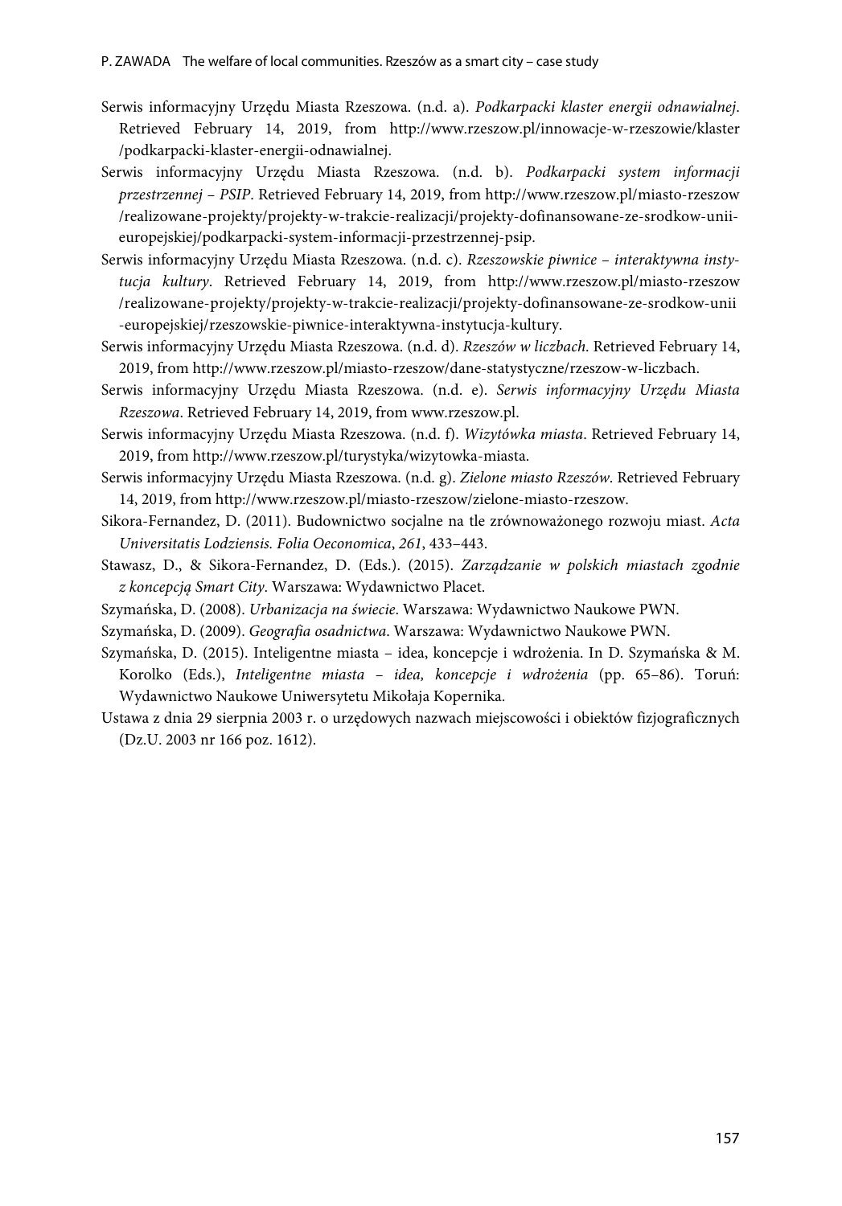Serwis informacyjny Urzędu Miasta Rzeszowa. (n.d. a). *Podkarpacki klaster energii odnawialnej*. Retrieved February 14, 2019, from http://www.rzeszow.pl/innowacje-w-rzeszowie/klaster/podkarpacki-klaster-energii-odnawialnej.

Serwis informacyjny Urzędu Miasta Rzeszowa. (n.d. b). *Podkarpacki system informacji przestrzennej – PSIP*. Retrieved February 14, 2019, from http://www.rzeszow.pl/miasto-rzeszow/realizowane-projekty/projekty-w-trakcie-realizacji/projekty-dofinansowane-ze-srodkow-unii-europejskiej/podkarpacki-system-informacji-przestrzennej-psip.

Serwis informacyjny Urzędu Miasta Rzeszowa. (n.d. c). *Rzeszowskie piwnice – interaktywna instytucja kultury*. Retrieved February 14, 2019, from http://www.rzeszow.pl/miasto-rzeszow/realizowane-projekty/projekty-w-trakcie-realizacji/projekty-dofinansowane-ze-srodkow-unii-europejskiej/rzeszowskie-piwnice-interaktywna-instytucja-kultury.

Serwis informacyjny Urzędu Miasta Rzeszowa. (n.d. d). *Rzeszów w liczbach*. Retrieved February 14, 2019, from http://www.rzeszow.pl/miasto-rzeszow/dane-statystyczne/rzeszow-w-liczbach.

Serwis informacyjny Urzędu Miasta Rzeszowa. (n.d. e). *Serwis informacyjny Urzędu Miasta Rzeszowa*. Retrieved February 14, 2019, from www.rzeszow.pl.

Serwis informacyjny Urzędu Miasta Rzeszowa. (n.d. f). *Wizytówka miasta*. Retrieved February 14, 2019, from http://www.rzeszow.pl/turystyka/wizytowka-miasta.

Serwis informacyjny Urzędu Miasta Rzeszowa. (n.d. g). *Zielone miasto Rzeszów*. Retrieved February 14, 2019, from http://www.rzeszow.pl/miasto-rzeszow/zielone-miasto-rzeszow.

Sikora-Fernandez, D. (2011). Budownictwo socjalne na tle zrównoważonego rozwoju miast. *Acta Universitatis Lodziensis. Folia Oeconomica*, *261*, 433–443.

Stawasz, D., & Sikora-Fernandez, D. (Eds.). (2015). *Zarządzanie w polskich miastach zgodnie z koncepcją Smart City*. Warszawa: Wydawnictwo Placet.

Szymańska, D. (2008). *Urbanizacja na świecie*. Warszawa: Wydawnictwo Naukowe PWN.

Szymańska, D. (2009). *Geografia osadnictwa*. Warszawa: Wydawnictwo Naukowe PWN.

Szymańska, D. (2015). Inteligentne miasta – idea, koncepcje i wdrożenia. In D. Szymańska & M. Korolko (Eds.), *Inteligentne miasta – idea, koncepcje i wdrożenia* (pp. 65–86). Toruń: Wydawnictwo Naukowe Uniwersytetu Mikołaja Kopernika.

Ustawa z dnia 29 sierpnia 2003 r. o urzędowych nazwach miejscowości i obiektów fizjograficznych (Dz.U. 2003 nr 166 poz. 1612).